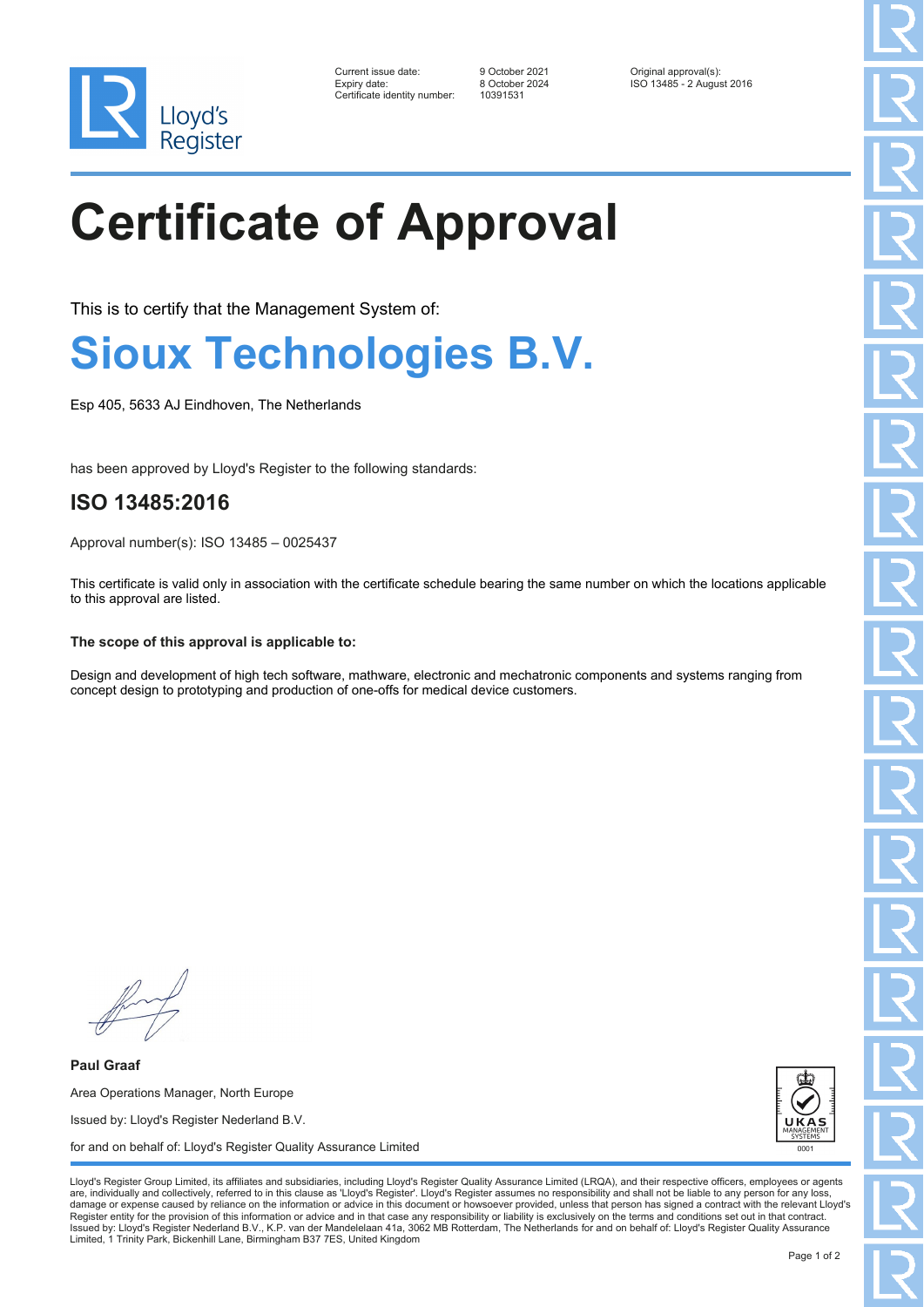Lloyd's Register

Current issue date: 9 October 2021
Expiry date: 8 October 2024
Certificate identity number: 10391531

Original approval(s):
ISO 13485 - 2 August 2016

# Certificate of Approval

This is to certify that the Management System of:

## Sioux Technologies B.V.

Esp 405, 5633 AJ Eindhoven, The Netherlands

has been approved by Lloyd's Register to the following standards:

## ISO 13485:2016

Approval number(s): ISO 13485 – 0025437

This certificate is valid only in association with the certificate schedule bearing the same number on which the locations applicable to this approval are listed.

**The scope of this approval is applicable to:**

Design and development of high tech software, mathware, electronic and mechatronic components and systems ranging from concept design to prototyping and production of one-offs for medical device customers.

**Paul Graaf**

Area Operations Manager, North Europe

Issued by: Lloyd's Register Nederland B.V.

for and on behalf of: Lloyd's Register Quality Assurance Limited

UKAS MANAGEMENT SYSTEMS 0001

Lloyd's Register Group Limited, its affiliates and subsidiaries, including Lloyd's Register Quality Assurance Limited (LRQA), and their respective officers, employees or agents are, individually and collectively, referred to in this clause as 'Lloyd's Register'. Lloyd's Register assumes no responsibility and shall not be liable to any person for any loss, damage or expense caused by reliance on the information or advice in this document or howsoever provided, unless that person has signed a contract with the relevant Lloyd's Register entity for the provision of this information or advice and in that case any responsibility or liability is exclusively on the terms and conditions set out in that contract.
Issued by: Lloyd's Register Nederland B.V., K.P. van der Mandelelaan 41a, 3062 MB Rotterdam, The Netherlands for and on behalf of: Lloyd's Register Quality Assurance Limited, 1 Trinity Park, Bickenhill Lane, Birmingham B37 7ES, United Kingdom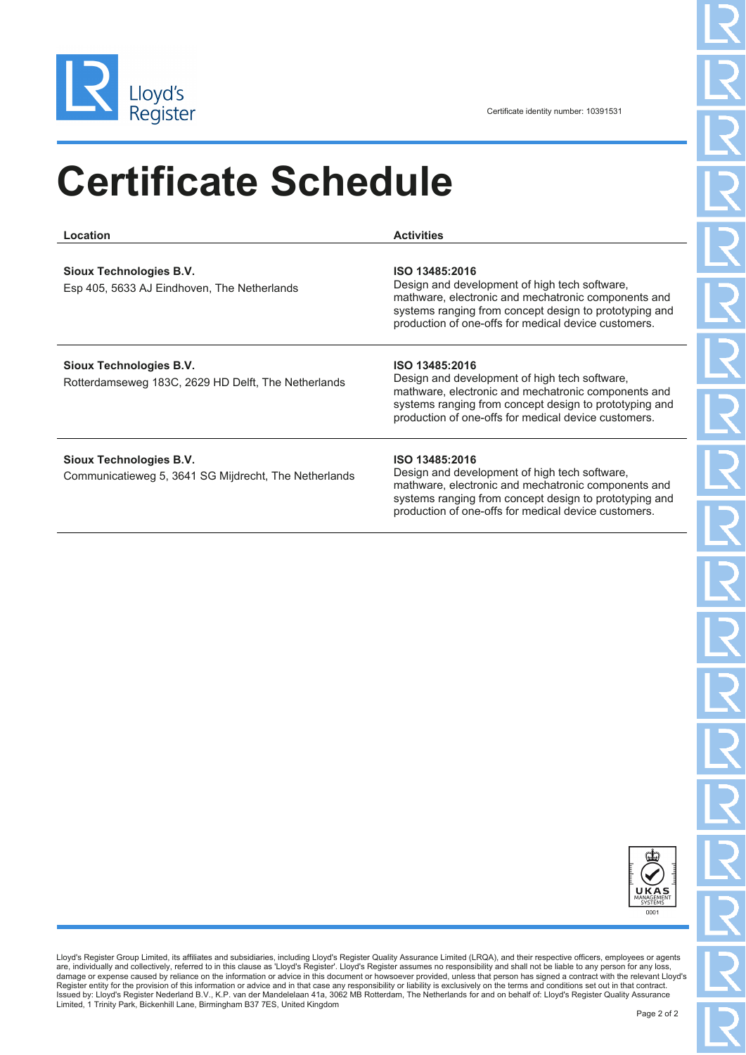Certificate identity number: 10391531

# Certificate Schedule

| Location | Activities |
|---|---|
| **Sioux Technologies B.V.**<br>Esp 405, 5633 AJ Eindhoven, The Netherlands | **ISO 13485:2016**<br>Design and development of high tech software, mathware, electronic and mechatronic components and systems ranging from concept design to prototyping and production of one-offs for medical device customers. |
| **Sioux Technologies B.V.**<br>Rotterdamseweg 183C, 2629 HD Delft, The Netherlands | **ISO 13485:2016**<br>Design and development of high tech software, mathware, electronic and mechatronic components and systems ranging from concept design to prototyping and production of one-offs for medical device customers. |
| **Sioux Technologies B.V.**<br>Communicatieweg 5, 3641 SG Mijdrecht, The Netherlands | **ISO 13485:2016**<br>Design and development of high tech software, mathware, electronic and mechatronic components and systems ranging from concept design to prototyping and production of one-offs for medical device customers. |

UKAS MANAGEMENT SYSTEMS 0001

Lloyd's Register Group Limited, its affiliates and subsidiaries, including Lloyd's Register Quality Assurance Limited (LRQA), and their respective officers, employees or agents are, individually and collectively, referred to in this clause as 'Lloyd's Register'. Lloyd's Register assumes no responsibility and shall not be liable to any person for any loss, damage or expense caused by reliance on the information or advice in this document or howsoever provided, unless that person has signed a contract with the relevant Lloyd's Register entity for the provision of this information or advice and in that case any responsibility or liability is exclusively on the terms and conditions set out in that contract.
Issued by: Lloyd's Register Nederland B.V., K.P. van der Mandelelaan 41a, 3062 MB Rotterdam, The Netherlands for and on behalf of: Lloyd's Register Quality Assurance Limited, 1 Trinity Park, Bickenhill Lane, Birmingham B37 7ES, United Kingdom